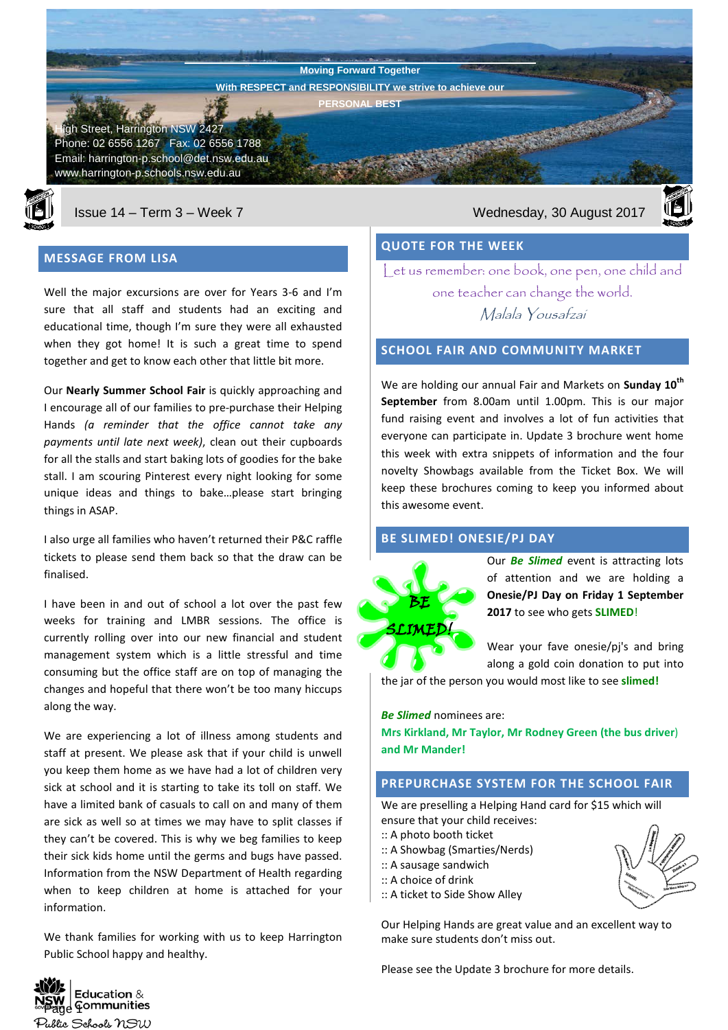Moving Forward Together

With RESPECT and RESPONSIBILITY we strive to achieve our PERSONAL BEST

High Street, Harrington NSW 2427
Phone: 02 6556 1267   Fax: 02 6556 1788
Email: harrington-p.school@det.nsw.edu.au
www.harrington-p.schools.nsw.edu.au

Issue 14 – Term 3 – Week 7

Wednesday, 30 August 2017

## MESSAGE FROM LISA

Well the major excursions are over for Years 3-6 and I'm sure that all staff and students had an exciting and educational time, though I'm sure they were all exhausted when they got home! It is such a great time to spend together and get to know each other that little bit more.

Our **Nearly Summer School Fair** is quickly approaching and I encourage all of our families to pre-purchase their Helping Hands *(a reminder that the office cannot take any payments until late next week)*, clean out their cupboards for all the stalls and start baking lots of goodies for the bake stall. I am scouring Pinterest every night looking for some unique ideas and things to bake…please start bringing things in ASAP.

I also urge all families who haven't returned their P&C raffle tickets to please send them back so that the draw can be finalised.

I have been in and out of school a lot over the past few weeks for training and LMBR sessions. The office is currently rolling over into our new financial and student management system which is a little stressful and time consuming but the office staff are on top of managing the changes and hopeful that there won't be too many hiccups along the way.

We are experiencing a lot of illness among students and staff at present. We please ask that if your child is unwell you keep them home as we have had a lot of children very sick at school and it is starting to take its toll on staff. We have a limited bank of casuals to call on and many of them are sick as well so at times we may have to split classes if they can't be covered. This is why we beg families to keep their sick kids home until the germs and bugs have passed. Information from the NSW Department of Health regarding when to keep children at home is attached for your information.

We thank families for working with us to keep Harrington Public School happy and healthy.

## QUOTE FOR THE WEEK

Let us remember: one book, one pen, one child and one teacher can change the world.
*Malala Yousafzai*

## SCHOOL FAIR AND COMMUNITY MARKET

We are holding our annual Fair and Markets on **Sunday 10th September** from 8.00am until 1.00pm. This is our major fund raising event and involves a lot of fun activities that everyone can participate in. Update 3 brochure went home this week with extra snippets of information and the four novelty Showbags available from the Ticket Box. We will keep these brochures coming to keep you informed about this awesome event.

## BE SLIMED! ONESIE/PJ DAY

BE SLIMED!

Our ***Be Slimed*** event is attracting lots of attention and we are holding a **Onesie/PJ Day on Friday 1 September 2017** to see who gets **SLIMED**!

Wear your fave onesie/pj's and bring along a gold coin donation to put into the jar of the person you would most like to see **slimed!**

***Be Slimed*** nominees are:
**Mrs Kirkland, Mr Taylor, Mr Rodney Green (the bus driver) and Mr Mander!**

## PREPURCHASE SYSTEM FOR THE SCHOOL FAIR

We are preselling a Helping Hand card for $15 which will ensure that your child receives:
:: A photo booth ticket
:: A Showbag (Smarties/Nerds)
:: A sausage sandwich
:: A choice of drink
:: A ticket to Side Show Alley

Our Helping Hands are great value and an excellent way to make sure students don't miss out.

Please see the Update 3 brochure for more details.

Education & Communities
Public Schools NSW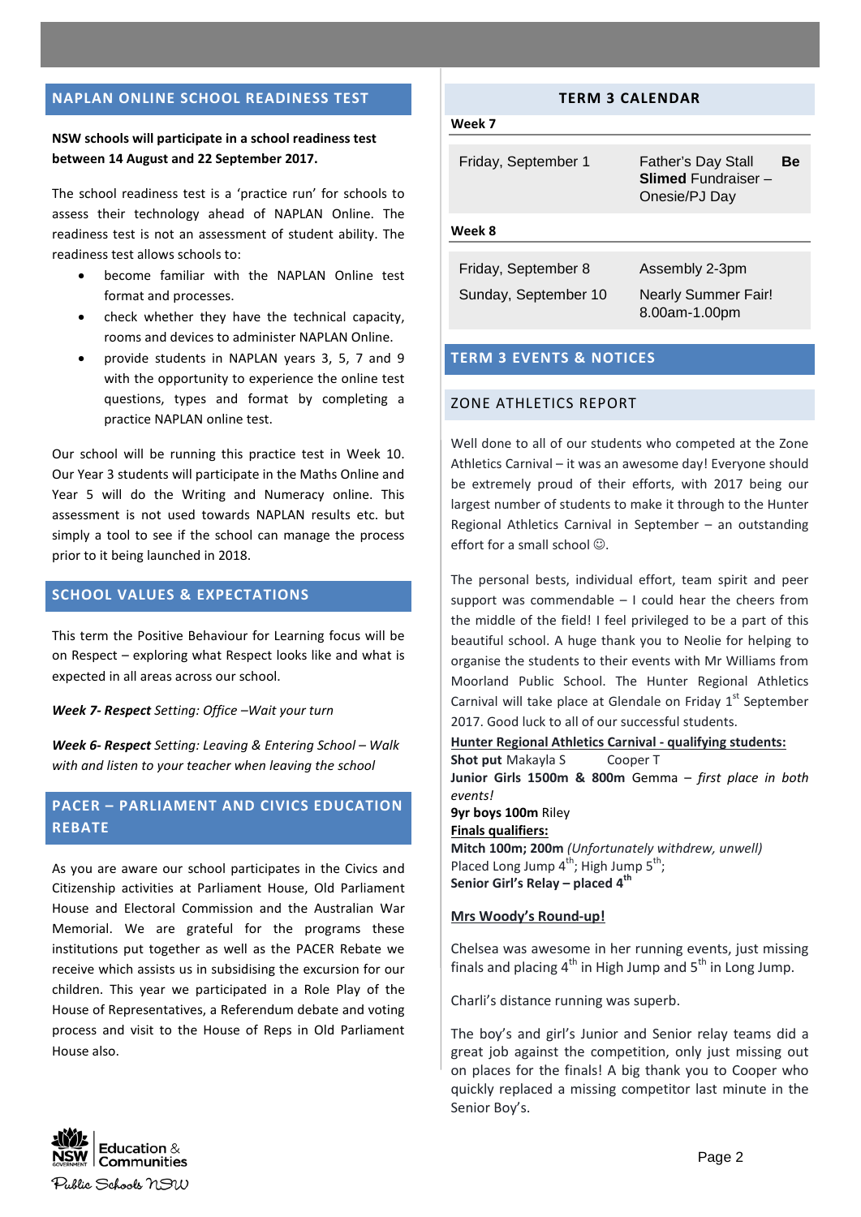## NAPLAN ONLINE SCHOOL READINESS TEST

**NSW schools will participate in a school readiness test between 14 August and 22 September 2017.**

The school readiness test is a 'practice run' for schools to assess their technology ahead of NAPLAN Online. The readiness test is not an assessment of student ability. The readiness test allows schools to:

- become familiar with the NAPLAN Online test format and processes.
- check whether they have the technical capacity, rooms and devices to administer NAPLAN Online.
- provide students in NAPLAN years 3, 5, 7 and 9 with the opportunity to experience the online test questions, types and format by completing a practice NAPLAN online test.

Our school will be running this practice test in Week 10. Our Year 3 students will participate in the Maths Online and Year 5 will do the Writing and Numeracy online. This assessment is not used towards NAPLAN results etc. but simply a tool to see if the school can manage the process prior to it being launched in 2018.

## SCHOOL VALUES & EXPECTATIONS

This term the Positive Behaviour for Learning focus will be on Respect – exploring what Respect looks like and what is expected in all areas across our school.

***Week 7- Respect*** *Setting: Office –Wait your turn*

***Week 6- Respect*** *Setting: Leaving & Entering School – Walk with and listen to your teacher when leaving the school*

## PACER – PARLIAMENT AND CIVICS EDUCATION REBATE

As you are aware our school participates in the Civics and Citizenship activities at Parliament House, Old Parliament House and Electoral Commission and the Australian War Memorial. We are grateful for the programs these institutions put together as well as the PACER Rebate we receive which assists us in subsidising the excursion for our children. This year we participated in a Role Play of the House of Representatives, a Referendum debate and voting process and visit to the House of Reps in Old Parliament House also.

## TERM 3 CALENDAR

**Week 7**

| | |
|---|---|
| Friday, September 1 | Father's Day Stall **Be Slimed** Fundraiser – Onesie/PJ Day |

**Week 8**

| | |
|---|---|
| Friday, September 8 | Assembly 2-3pm |
| Sunday, September 10 | Nearly Summer Fair! 8.00am-1.00pm |

## TERM 3 EVENTS & NOTICES

### ZONE ATHLETICS REPORT

Well done to all of our students who competed at the Zone Athletics Carnival – it was an awesome day! Everyone should be extremely proud of their efforts, with 2017 being our largest number of students to make it through to the Hunter Regional Athletics Carnival in September – an outstanding effort for a small school ☺.

The personal bests, individual effort, team spirit and peer support was commendable – I could hear the cheers from the middle of the field! I feel privileged to be a part of this beautiful school. A huge thank you to Neolie for helping to organise the students to their events with Mr Williams from Moorland Public School. The Hunter Regional Athletics Carnival will take place at Glendale on Friday 1st September 2017. Good luck to all of our successful students.

**Hunter Regional Athletics Carnival - qualifying students:**

**Shot put** Makayla S Cooper T

**Junior Girls 1500m & 800m** Gemma – *first place in both events!*

**9yr boys 100m** Riley

**Finals qualifiers:**

**Mitch 100m; 200m** *(Unfortunately withdrew, unwell)*
Placed Long Jump 4th; High Jump 5th;

**Senior Girl's Relay – placed 4th**

**Mrs Woody's Round-up!**

Chelsea was awesome in her running events, just missing finals and placing 4th in High Jump and 5th in Long Jump.

Charli's distance running was superb.

The boy's and girl's Junior and Senior relay teams did a great job against the competition, only just missing out on places for the finals! A big thank you to Cooper who quickly replaced a missing competitor last minute in the Senior Boy's.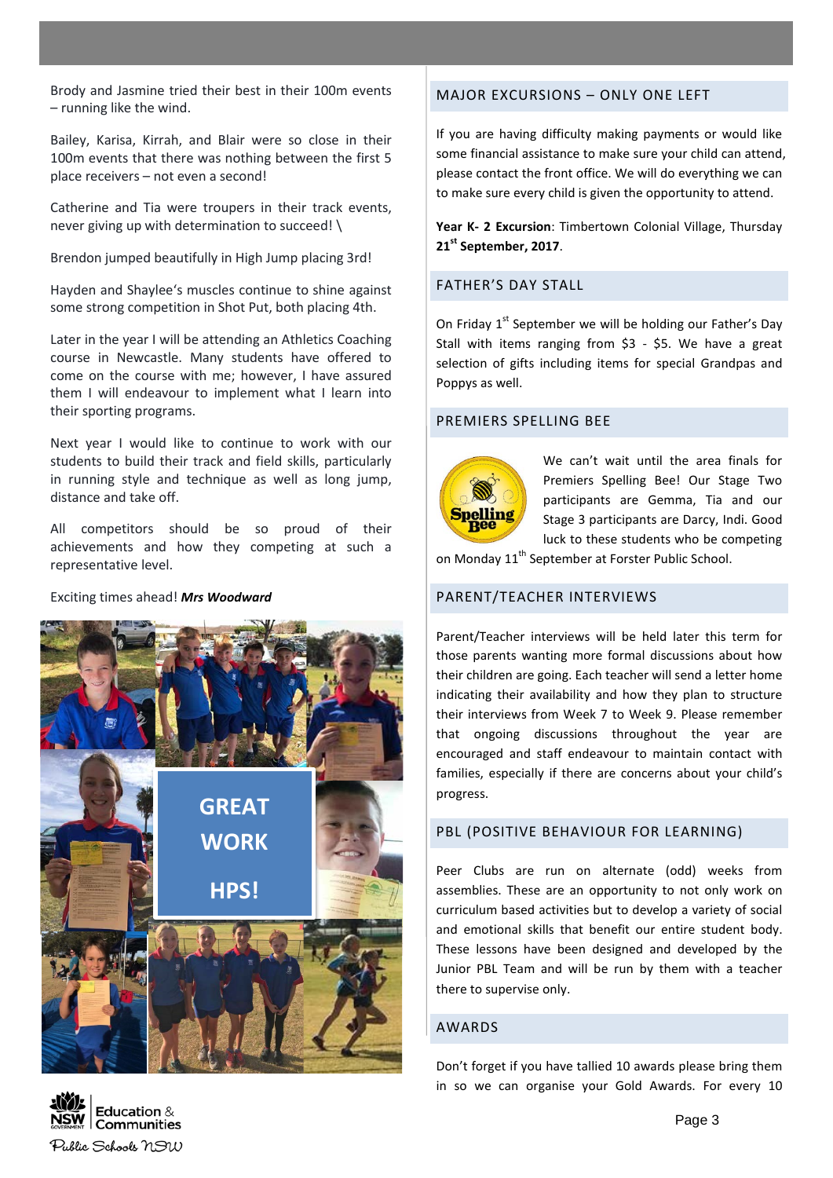Brody and Jasmine tried their best in their 100m events – running like the wind.

Bailey, Karisa, Kirrah, and Blair were so close in their 100m events that there was nothing between the first 5 place receivers – not even a second!

Catherine and Tia were troupers in their track events, never giving up with determination to succeed! \

Brendon jumped beautifully in High Jump placing 3rd!

Hayden and Shaylee's muscles continue to shine against some strong competition in Shot Put, both placing 4th.

Later in the year I will be attending an Athletics Coaching course in Newcastle. Many students have offered to come on the course with me; however, I have assured them I will endeavour to implement what I learn into their sporting programs.

Next year I would like to continue to work with our students to build their track and field skills, particularly in running style and technique as well as long jump, distance and take off.

All competitors should be so proud of their achievements and how they competing at such a representative level.

Exciting times ahead! ***Mrs Woodward***

GREAT WORK HPS!

## MAJOR EXCURSIONS – ONLY ONE LEFT

If you are having difficulty making payments or would like some financial assistance to make sure your child can attend, please contact the front office. We will do everything we can to make sure every child is given the opportunity to attend.

**Year K- 2 Excursion**: Timbertown Colonial Village, Thursday **21st September, 2017**.

## FATHER'S DAY STALL

On Friday 1st September we will be holding our Father's Day Stall with items ranging from $3 - $5. We have a great selection of gifts including items for special Grandpas and Poppys as well.

## PREMIERS SPELLING BEE

We can't wait until the area finals for Premiers Spelling Bee! Our Stage Two participants are Gemma, Tia and our Stage 3 participants are Darcy, Indi. Good luck to these students who be competing on Monday 11th September at Forster Public School.

## PARENT/TEACHER INTERVIEWS

Parent/Teacher interviews will be held later this term for those parents wanting more formal discussions about how their children are going. Each teacher will send a letter home indicating their availability and how they plan to structure their interviews from Week 7 to Week 9. Please remember that ongoing discussions throughout the year are encouraged and staff endeavour to maintain contact with families, especially if there are concerns about your child's progress.

## PBL (POSITIVE BEHAVIOUR FOR LEARNING)

Peer Clubs are run on alternate (odd) weeks from assemblies. These are an opportunity to not only work on curriculum based activities but to develop a variety of social and emotional skills that benefit our entire student body. These lessons have been designed and developed by the Junior PBL Team and will be run by them with a teacher there to supervise only.

## AWARDS

Don't forget if you have tallied 10 awards please bring them in so we can organise your Gold Awards. For every 10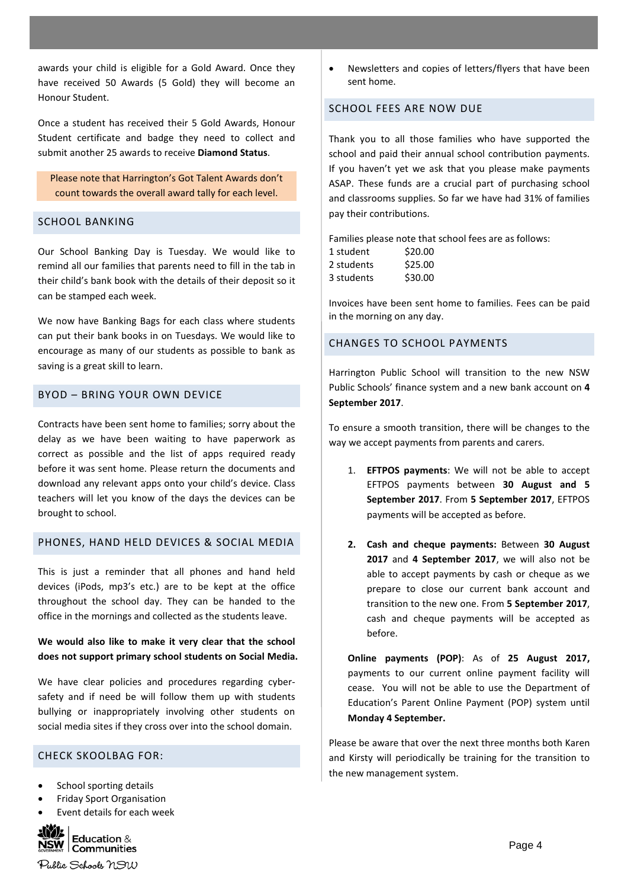awards your child is eligible for a Gold Award. Once they have received 50 Awards (5 Gold) they will become an Honour Student.

Once a student has received their 5 Gold Awards, Honour Student certificate and badge they need to collect and submit another 25 awards to receive **Diamond Status**.

Please note that Harrington's Got Talent Awards don't count towards the overall award tally for each level.

## SCHOOL BANKING

Our School Banking Day is Tuesday. We would like to remind all our families that parents need to fill in the tab in their child's bank book with the details of their deposit so it can be stamped each week.

We now have Banking Bags for each class where students can put their bank books in on Tuesdays. We would like to encourage as many of our students as possible to bank as saving is a great skill to learn.

## BYOD – BRING YOUR OWN DEVICE

Contracts have been sent home to families; sorry about the delay as we have been waiting to have paperwork as correct as possible and the list of apps required ready before it was sent home. Please return the documents and download any relevant apps onto your child's device. Class teachers will let you know of the days the devices can be brought to school.

## PHONES, HAND HELD DEVICES & SOCIAL MEDIA

This is just a reminder that all phones and hand held devices (iPods, mp3's etc.) are to be kept at the office throughout the school day. They can be handed to the office in the mornings and collected as the students leave.

**We would also like to make it very clear that the school does not support primary school students on Social Media.**

We have clear policies and procedures regarding cyber-safety and if need be will follow them up with students bullying or inappropriately involving other students on social media sites if they cross over into the school domain.

## CHECK SKOOLBAG FOR:

- School sporting details
- Friday Sport Organisation
- Event details for each week
- Newsletters and copies of letters/flyers that have been sent home.

## SCHOOL FEES ARE NOW DUE

Thank you to all those families who have supported the school and paid their annual school contribution payments. If you haven't yet we ask that you please make payments ASAP. These funds are a crucial part of purchasing school and classrooms supplies. So far we have had 31% of families pay their contributions.

Families please note that school fees are as follows:

| | |
|---|---|
| 1 student | $20.00 |
| 2 students | $25.00 |
| 3 students | $30.00 |

Invoices have been sent home to families. Fees can be paid in the morning on any day.

## CHANGES TO SCHOOL PAYMENTS

Harrington Public School will transition to the new NSW Public Schools' finance system and a new bank account on **4 September 2017**.

To ensure a smooth transition, there will be changes to the way we accept payments from parents and carers.

1. **EFTPOS payments**: We will not be able to accept EFTPOS payments between **30 August and 5 September 2017**. From **5 September 2017**, EFTPOS payments will be accepted as before.

2. **Cash and cheque payments:** Between **30 August 2017** and **4 September 2017**, we will also not be able to accept payments by cash or cheque as we prepare to close our current bank account and transition to the new one. From **5 September 2017**, cash and cheque payments will be accepted as before.

**Online payments (POP)**: As of **25 August 2017,** payments to our current online payment facility will cease. You will not be able to use the Department of Education's Parent Online Payment (POP) system until **Monday 4 September.**

Please be aware that over the next three months both Karen and Kirsty will periodically be training for the transition to the new management system.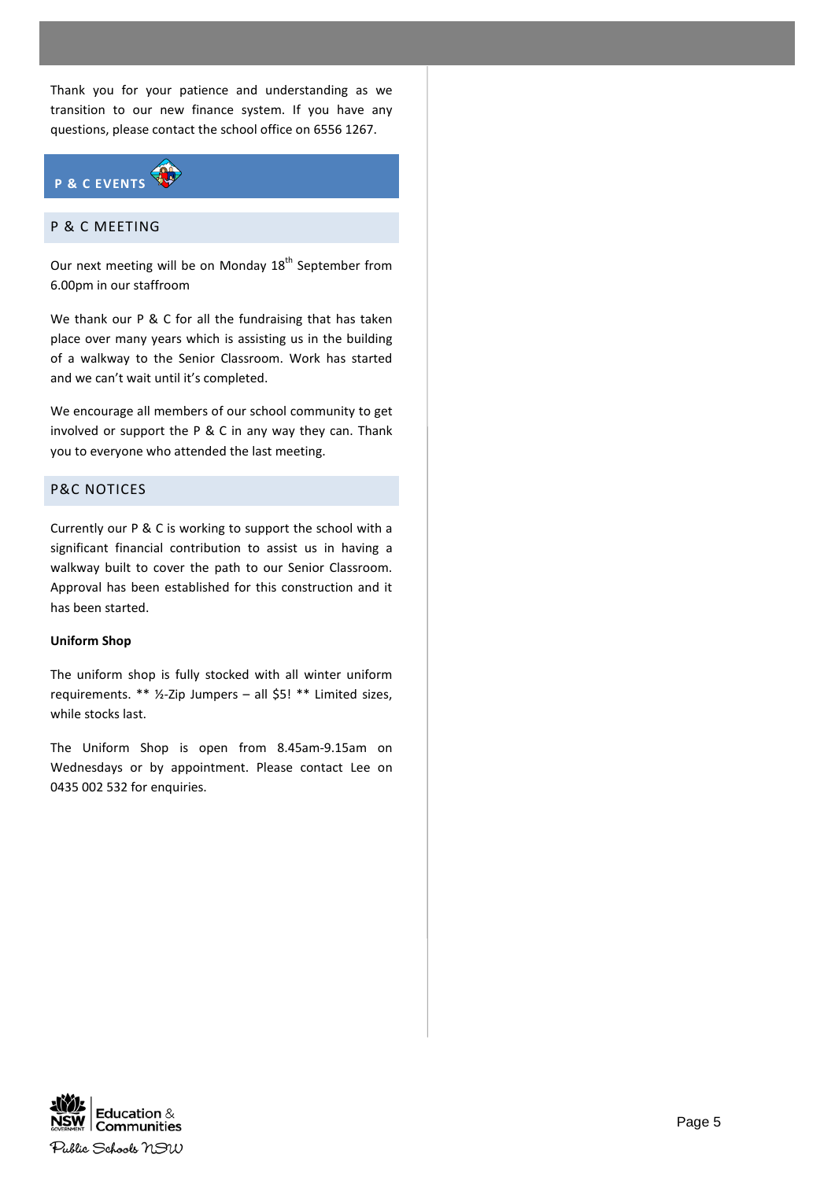Thank you for your patience and understanding as we transition to our new finance system. If you have any questions, please contact the school office on 6556 1267.

## P & C EVENTS

### P & C MEETING

Our next meeting will be on Monday 18th September from 6.00pm in our staffroom

We thank our P & C for all the fundraising that has taken place over many years which is assisting us in the building of a walkway to the Senior Classroom. Work has started and we can't wait until it's completed.

We encourage all members of our school community to get involved or support the P & C in any way they can. Thank you to everyone who attended the last meeting.

### P&C NOTICES

Currently our P & C is working to support the school with a significant financial contribution to assist us in having a walkway built to cover the path to our Senior Classroom. Approval has been established for this construction and it has been started.

**Uniform Shop**

The uniform shop is fully stocked with all winter uniform requirements. ** ½-Zip Jumpers – all $5! ** Limited sizes, while stocks last.

The Uniform Shop is open from 8.45am-9.15am on Wednesdays or by appointment. Please contact Lee on 0435 002 532 for enquiries.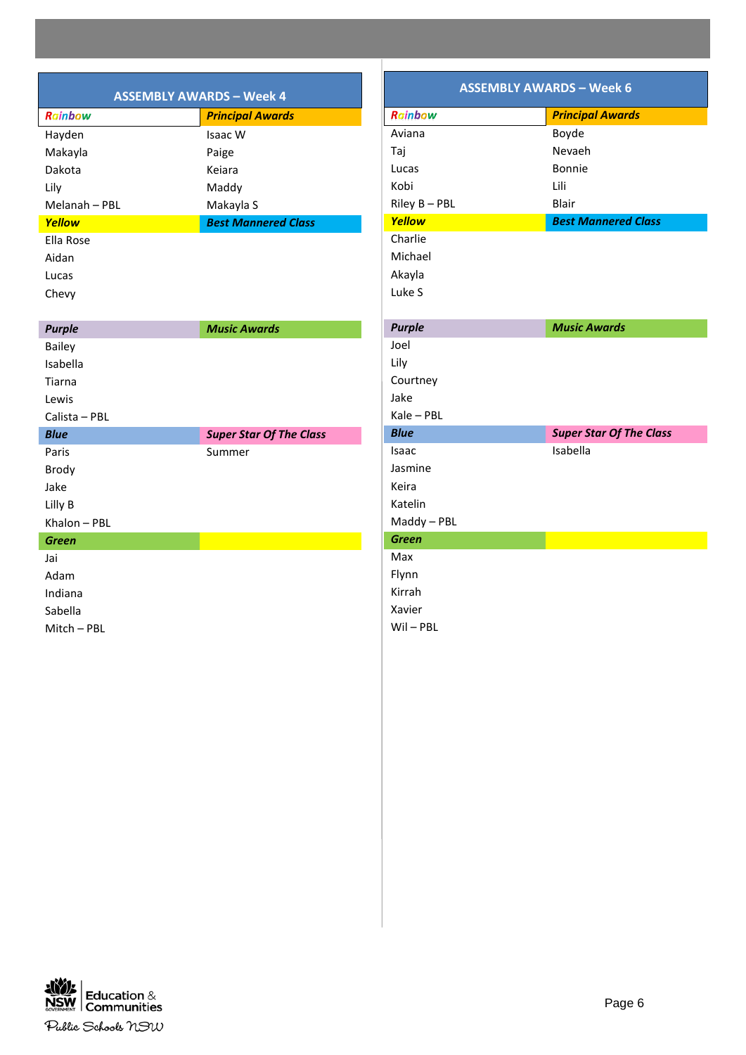## ASSEMBLY AWARDS – Week 4

| | |
|---|---|
| ***Rainbow*** | ***Principal Awards*** |
| Hayden | Isaac W |
| Makayla | Paige |
| Dakota | Keiara |
| Lily | Maddy |
| Melanah – PBL | Makayla S |
| ***Yellow*** | ***Best Mannered Class*** |
| Ella Rose | |
| Aidan | |
| Lucas | |
| Chevy | |
| ***Purple*** | ***Music Awards*** |
| Bailey | |
| Isabella | |
| Tiarna | |
| Lewis | |
| Calista – PBL | |
| ***Blue*** | ***Super Star Of The Class*** |
| Paris | Summer |
| Brody | |
| Jake | |
| Lilly B | |
| Khalon – PBL | |
| ***Green*** | |
| Jai | |
| Adam | |
| Indiana | |
| Sabella | |
| Mitch – PBL | |

## ASSEMBLY AWARDS – Week 6

| | |
|---|---|
| ***Rainbow*** | ***Principal Awards*** |
| Aviana | Boyde |
| Taj | Nevaeh |
| Lucas | Bonnie |
| Kobi | Lili |
| Riley B – PBL | Blair |
| ***Yellow*** | ***Best Mannered Class*** |
| Charlie | |
| Michael | |
| Akayla | |
| Luke S | |
| ***Purple*** | ***Music Awards*** |
| Joel | |
| Lily | |
| Courtney | |
| Jake | |
| Kale – PBL | |
| ***Blue*** | ***Super Star Of The Class*** |
| Isaac | Isabella |
| Jasmine | |
| Keira | |
| Katelin | |
| Maddy – PBL | |
| ***Green*** | |
| Max | |
| Flynn | |
| Kirrah | |
| Xavier | |
| Wil – PBL | |

NSW Education & Communities

Public Schools NSW